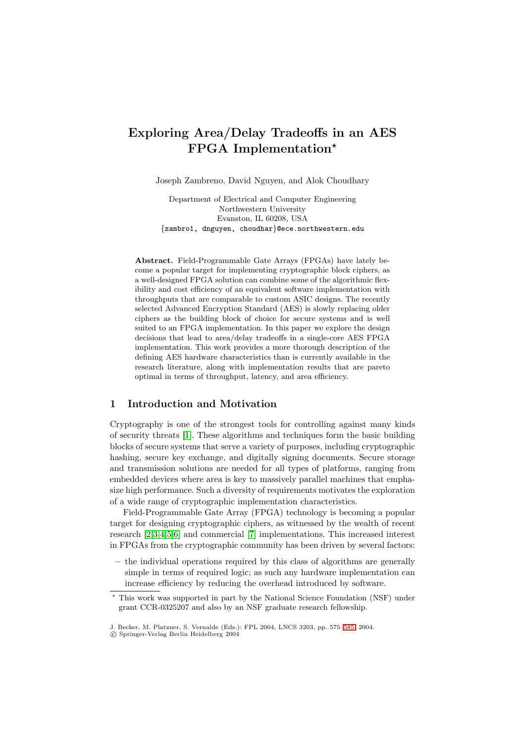# Exploring Area/Delay Tradeoffs in an AES FPGA Implementation*

Joseph Zambreno, David Nguyen, and Alok Choudhary

Department of Electrical and Computer Engineering
Northwestern University
Evanston, IL 60208, USA
{zambro1, dnguyen, choudhar}@ece.northwestern.edu

**Abstract.** Field-Programmable Gate Arrays (FPGAs) have lately become a popular target for implementing cryptographic block ciphers, as a well-designed FPGA solution can combine some of the algorithmic flexibility and cost efficiency of an equivalent software implementation with throughputs that are comparable to custom ASIC designs. The recently selected Advanced Encryption Standard (AES) is slowly replacing older ciphers as the building block of choice for secure systems and is well suited to an FPGA implementation. In this paper we explore the design decisions that lead to area/delay tradeoffs in a single-core AES FPGA implementation. This work provides a more thorough description of the defining AES hardware characteristics than is currently available in the research literature, along with implementation results that are pareto optimal in terms of throughput, latency, and area efficiency.

## 1 Introduction and Motivation

Cryptography is one of the strongest tools for controlling against many kinds of security threats [1]. These algorithms and techniques form the basic building blocks of secure systems that serve a variety of purposes, including cryptographic hashing, secure key exchange, and digitally signing documents. Secure storage and transmission solutions are needed for all types of platforms, ranging from embedded devices where area is key to massively parallel machines that emphasize high performance. Such a diversity of requirements motivates the exploration of a wide range of cryptographic implementation characteristics.

Field-Programmable Gate Array (FPGA) technology is becoming a popular target for designing cryptographic ciphers, as witnessed by the wealth of recent research [2,3,4,5,6] and commercial [7] implementations. This increased interest in FPGAs from the cryptographic community has been driven by several factors:

– the individual operations required by this class of algorithms are generally simple in terms of required logic; as such any hardware implementation can increase efficiency by reducing the overhead introduced by software.

* This work was supported in part by the National Science Foundation (NSF) under grant CCR-0325207 and also by an NSF graduate research fellowship.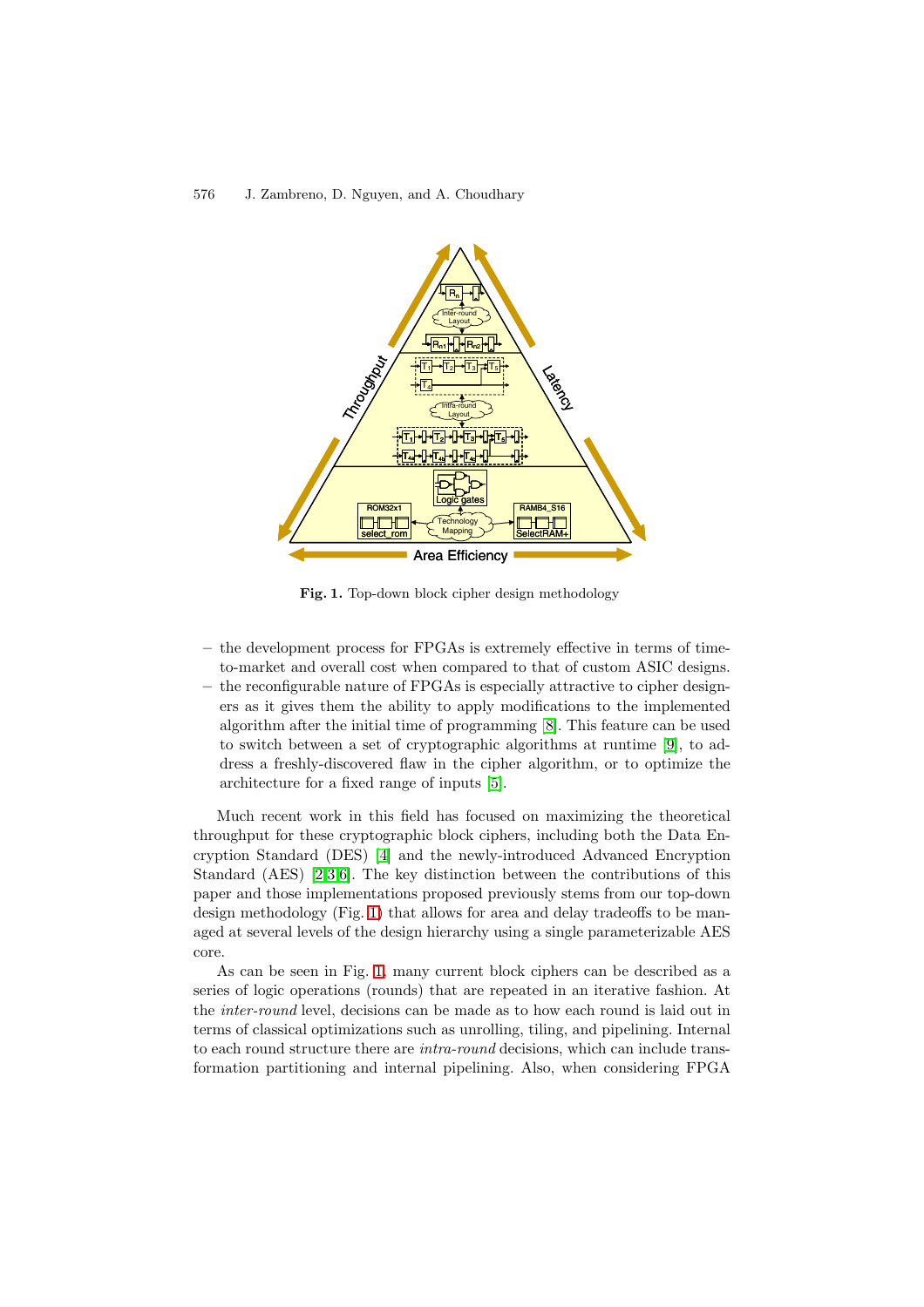Fig. 1. Top-down block cipher design methodology

- the development process for FPGAs is extremely effective in terms of time-to-market and overall cost when compared to that of custom ASIC designs.
- the reconfigurable nature of FPGAs is especially attractive to cipher designers as it gives them the ability to apply modifications to the implemented algorithm after the initial time of programming [8]. This feature can be used to switch between a set of cryptographic algorithms at runtime [9], to address a freshly-discovered flaw in the cipher algorithm, or to optimize the architecture for a fixed range of inputs [5].

Much recent work in this field has focused on maximizing the theoretical throughput for these cryptographic block ciphers, including both the Data Encryption Standard (DES) [4] and the newly-introduced Advanced Encryption Standard (AES) [2,3,6]. The key distinction between the contributions of this paper and those implementations proposed previously stems from our top-down design methodology (Fig. 1) that allows for area and delay tradeoffs to be managed at several levels of the design hierarchy using a single parameterizable AES core.

As can be seen in Fig. 1, many current block ciphers can be described as a series of logic operations (rounds) that are repeated in an iterative fashion. At the *inter-round* level, decisions can be made as to how each round is laid out in terms of classical optimizations such as unrolling, tiling, and pipelining. Internal to each round structure there are *intra-round* decisions, which can include transformation partitioning and internal pipelining. Also, when considering FPGA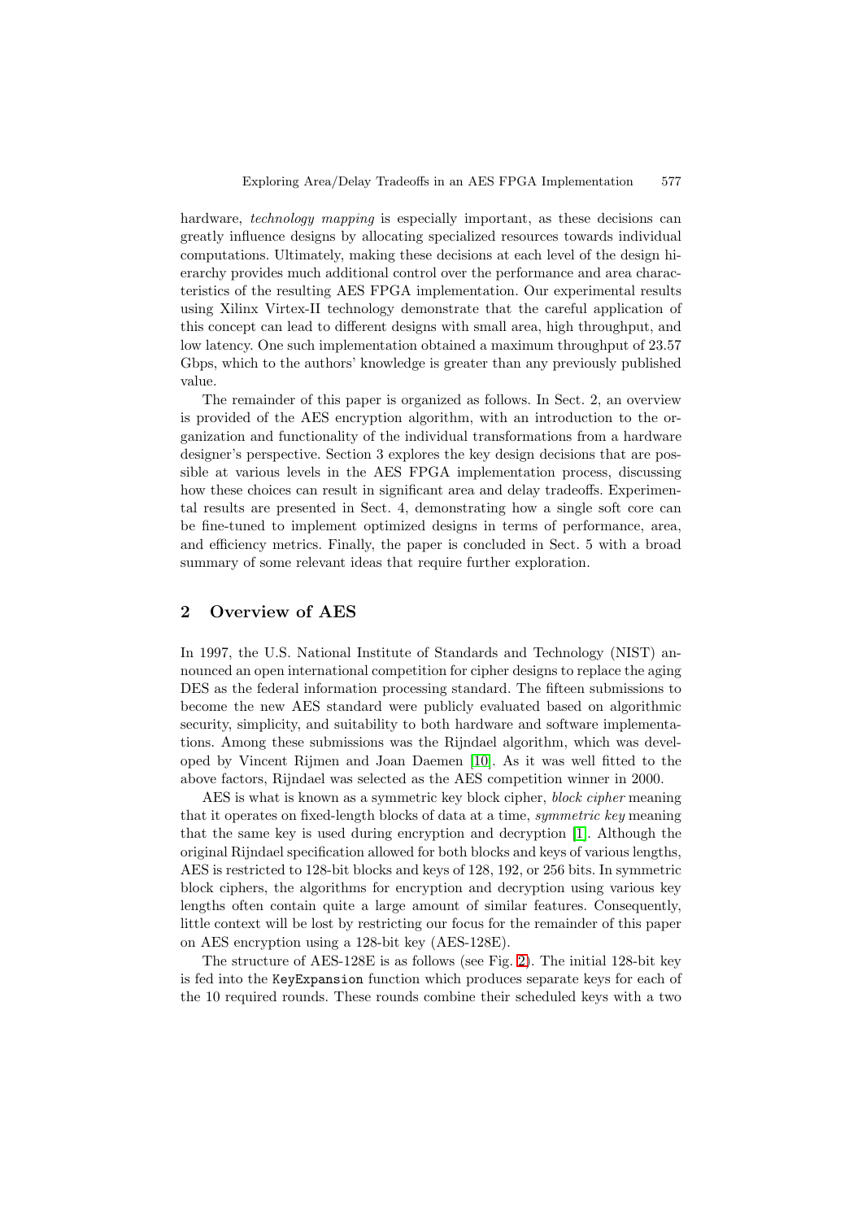hardware, *technology mapping* is especially important, as these decisions can greatly influence designs by allocating specialized resources towards individual computations. Ultimately, making these decisions at each level of the design hierarchy provides much additional control over the performance and area characteristics of the resulting AES FPGA implementation. Our experimental results using Xilinx Virtex-II technology demonstrate that the careful application of this concept can lead to different designs with small area, high throughput, and low latency. One such implementation obtained a maximum throughput of 23.57 Gbps, which to the authors' knowledge is greater than any previously published value.

The remainder of this paper is organized as follows. In Sect. 2, an overview is provided of the AES encryption algorithm, with an introduction to the organization and functionality of the individual transformations from a hardware designer's perspective. Section 3 explores the key design decisions that are possible at various levels in the AES FPGA implementation process, discussing how these choices can result in significant area and delay tradeoffs. Experimental results are presented in Sect. 4, demonstrating how a single soft core can be fine-tuned to implement optimized designs in terms of performance, area, and efficiency metrics. Finally, the paper is concluded in Sect. 5 with a broad summary of some relevant ideas that require further exploration.

## 2 Overview of AES

In 1997, the U.S. National Institute of Standards and Technology (NIST) announced an open international competition for cipher designs to replace the aging DES as the federal information processing standard. The fifteen submissions to become the new AES standard were publicly evaluated based on algorithmic security, simplicity, and suitability to both hardware and software implementations. Among these submissions was the Rijndael algorithm, which was developed by Vincent Rijmen and Joan Daemen [10]. As it was well fitted to the above factors, Rijndael was selected as the AES competition winner in 2000.

AES is what is known as a symmetric key block cipher, *block cipher* meaning that it operates on fixed-length blocks of data at a time, *symmetric key* meaning that the same key is used during encryption and decryption [1]. Although the original Rijndael specification allowed for both blocks and keys of various lengths, AES is restricted to 128-bit blocks and keys of 128, 192, or 256 bits. In symmetric block ciphers, the algorithms for encryption and decryption using various key lengths often contain quite a large amount of similar features. Consequently, little context will be lost by restricting our focus for the remainder of this paper on AES encryption using a 128-bit key (AES-128E).

The structure of AES-128E is as follows (see Fig. 2). The initial 128-bit key is fed into the `KeyExpansion` function which produces separate keys for each of the 10 required rounds. These rounds combine their scheduled keys with a two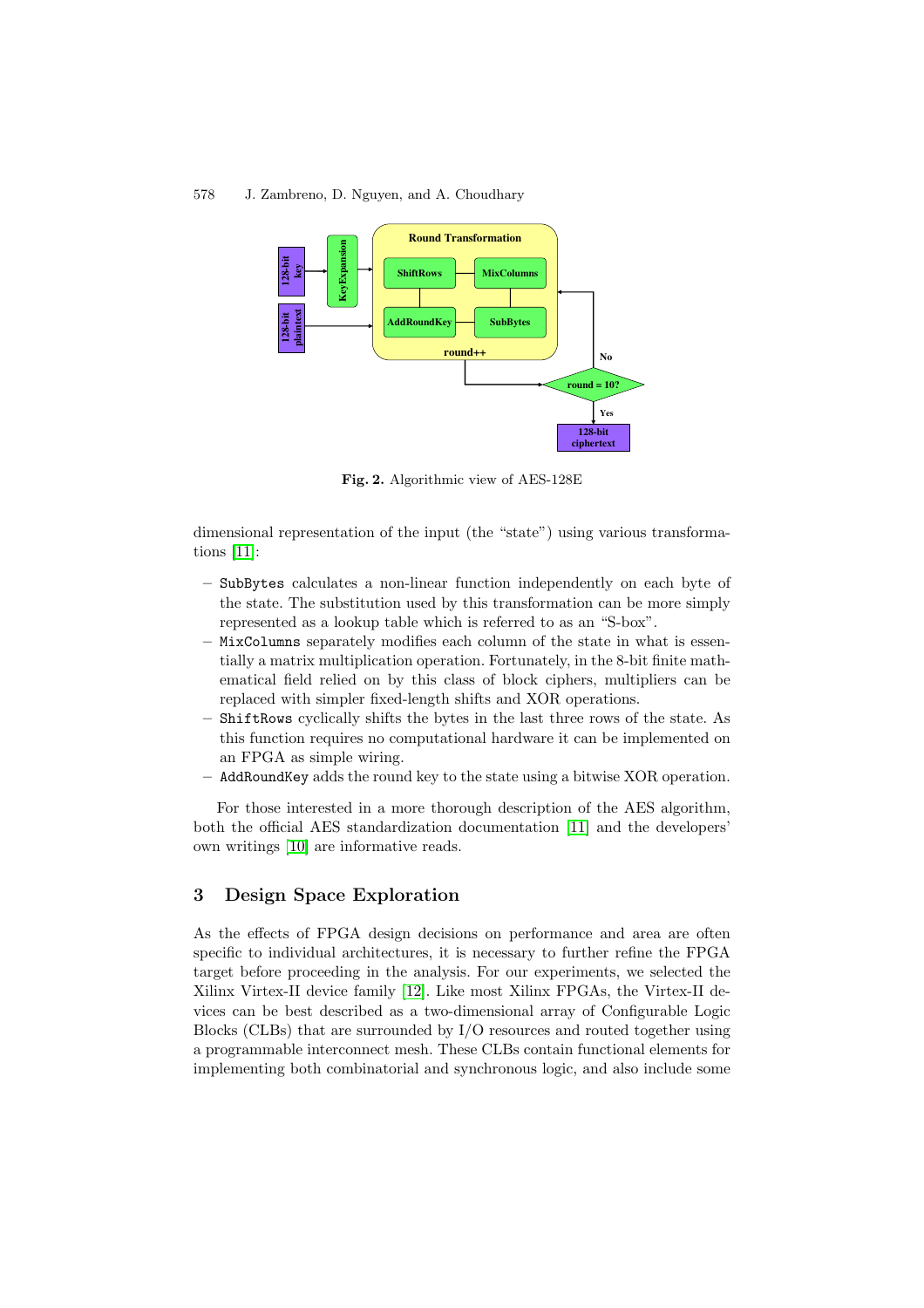**Fig. 2.** Algorithmic view of AES-128E

dimensional representation of the input (the "state") using various transformations [11]:

- SubBytes calculates a non-linear function independently on each byte of the state. The substitution used by this transformation can be more simply represented as a lookup table which is referred to as an "S-box".
- MixColumns separately modifies each column of the state in what is essentially a matrix multiplication operation. Fortunately, in the 8-bit finite mathematical field relied on by this class of block ciphers, multipliers can be replaced with simpler fixed-length shifts and XOR operations.
- ShiftRows cyclically shifts the bytes in the last three rows of the state. As this function requires no computational hardware it can be implemented on an FPGA as simple wiring.
- AddRoundKey adds the round key to the state using a bitwise XOR operation.

For those interested in a more thorough description of the AES algorithm, both the official AES standardization documentation [11] and the developers' own writings [10] are informative reads.

## 3 Design Space Exploration

As the effects of FPGA design decisions on performance and area are often specific to individual architectures, it is necessary to further refine the FPGA target before proceeding in the analysis. For our experiments, we selected the Xilinx Virtex-II device family [12]. Like most Xilinx FPGAs, the Virtex-II devices can be best described as a two-dimensional array of Configurable Logic Blocks (CLBs) that are surrounded by I/O resources and routed together using a programmable interconnect mesh. These CLBs contain functional elements for implementing both combinatorial and synchronous logic, and also include some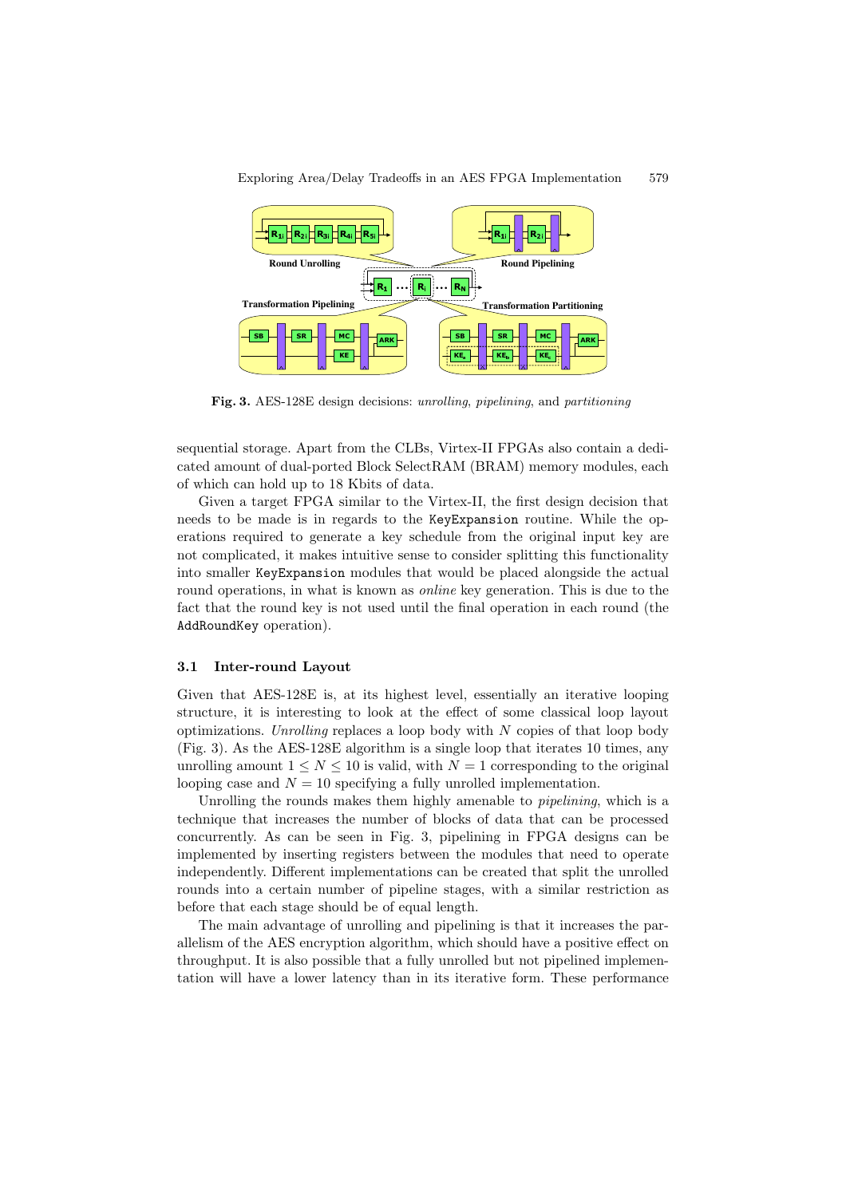**Fig. 3.** AES-128E design decisions: *unrolling*, *pipelining*, and *partitioning*

sequential storage. Apart from the CLBs, Virtex-II FPGAs also contain a dedicated amount of dual-ported Block SelectRAM (BRAM) memory modules, each of which can hold up to 18 Kbits of data.

Given a target FPGA similar to the Virtex-II, the first design decision that needs to be made is in regards to the `KeyExpansion` routine. While the operations required to generate a key schedule from the original input key are not complicated, it makes intuitive sense to consider splitting this functionality into smaller `KeyExpansion` modules that would be placed alongside the actual round operations, in what is known as *online* key generation. This is due to the fact that the round key is not used until the final operation in each round (the `AddRoundKey` operation).

### 3.1 Inter-round Layout

Given that AES-128E is, at its highest level, essentially an iterative looping structure, it is interesting to look at the effect of some classical loop layout optimizations. *Unrolling* replaces a loop body with $N$ copies of that loop body (Fig. 3). As the AES-128E algorithm is a single loop that iterates 10 times, any unrolling amount $1 \leq N \leq 10$ is valid, with $N = 1$ corresponding to the original looping case and $N = 10$ specifying a fully unrolled implementation.

Unrolling the rounds makes them highly amenable to *pipelining*, which is a technique that increases the number of blocks of data that can be processed concurrently. As can be seen in Fig. 3, pipelining in FPGA designs can be implemented by inserting registers between the modules that need to operate independently. Different implementations can be created that split the unrolled rounds into a certain number of pipeline stages, with a similar restriction as before that each stage should be of equal length.

The main advantage of unrolling and pipelining is that it increases the parallelism of the AES encryption algorithm, which should have a positive effect on throughput. It is also possible that a fully unrolled but not pipelined implementation will have a lower latency than in its iterative form. These performance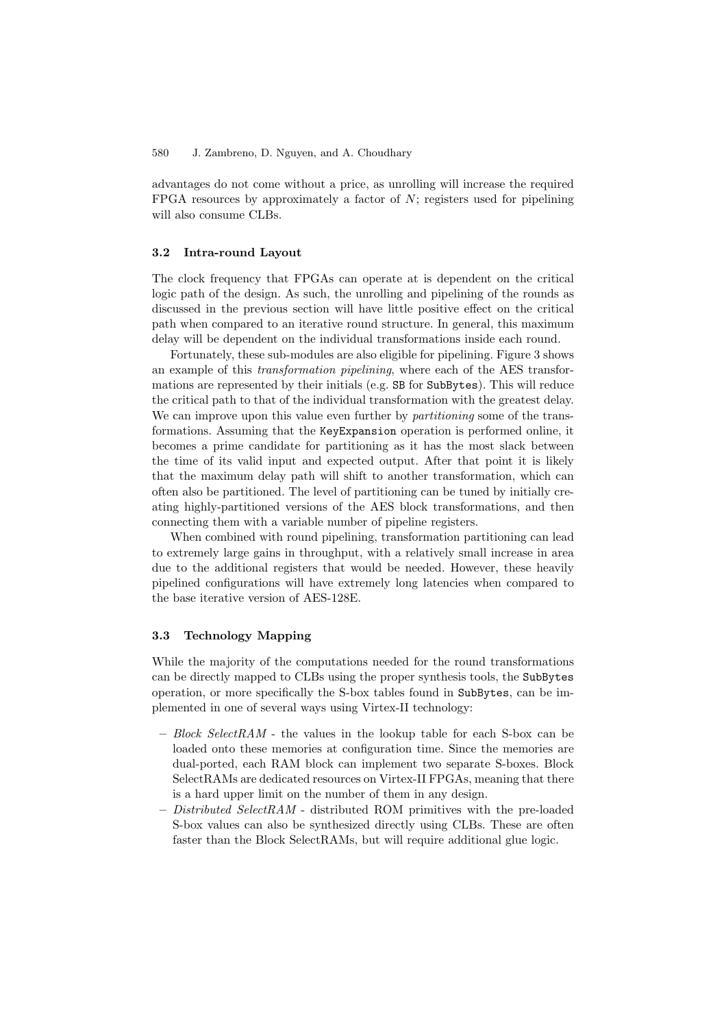advantages do not come without a price, as unrolling will increase the required FPGA resources by approximately a factor of $N$; registers used for pipelining will also consume CLBs.

### 3.2 Intra-round Layout

The clock frequency that FPGAs can operate at is dependent on the critical logic path of the design. As such, the unrolling and pipelining of the rounds as discussed in the previous section will have little positive effect on the critical path when compared to an iterative round structure. In general, this maximum delay will be dependent on the individual transformations inside each round.

Fortunately, these sub-modules are also eligible for pipelining. Figure 3 shows an example of this *transformation pipelining*, where each of the AES transformations are represented by their initials (e.g. `SB` for `SubBytes`). This will reduce the critical path to that of the individual transformation with the greatest delay. We can improve upon this value even further by *partitioning* some of the transformations. Assuming that the `KeyExpansion` operation is performed online, it becomes a prime candidate for partitioning as it has the most slack between the time of its valid input and expected output. After that point it is likely that the maximum delay path will shift to another transformation, which can often also be partitioned. The level of partitioning can be tuned by initially creating highly-partitioned versions of the AES block transformations, and then connecting them with a variable number of pipeline registers.

When combined with round pipelining, transformation partitioning can lead to extremely large gains in throughput, with a relatively small increase in area due to the additional registers that would be needed. However, these heavily pipelined configurations will have extremely long latencies when compared to the base iterative version of AES-128E.

### 3.3 Technology Mapping

While the majority of the computations needed for the round transformations can be directly mapped to CLBs using the proper synthesis tools, the `SubBytes` operation, or more specifically the S-box tables found in `SubBytes`, can be implemented in one of several ways using Virtex-II technology:

- *Block SelectRAM* - the values in the lookup table for each S-box can be loaded onto these memories at configuration time. Since the memories are dual-ported, each RAM block can implement two separate S-boxes. Block SelectRAMs are dedicated resources on Virtex-II FPGAs, meaning that there is a hard upper limit on the number of them in any design.
- *Distributed SelectRAM* - distributed ROM primitives with the pre-loaded S-box values can also be synthesized directly using CLBs. These are often faster than the Block SelectRAMs, but will require additional glue logic.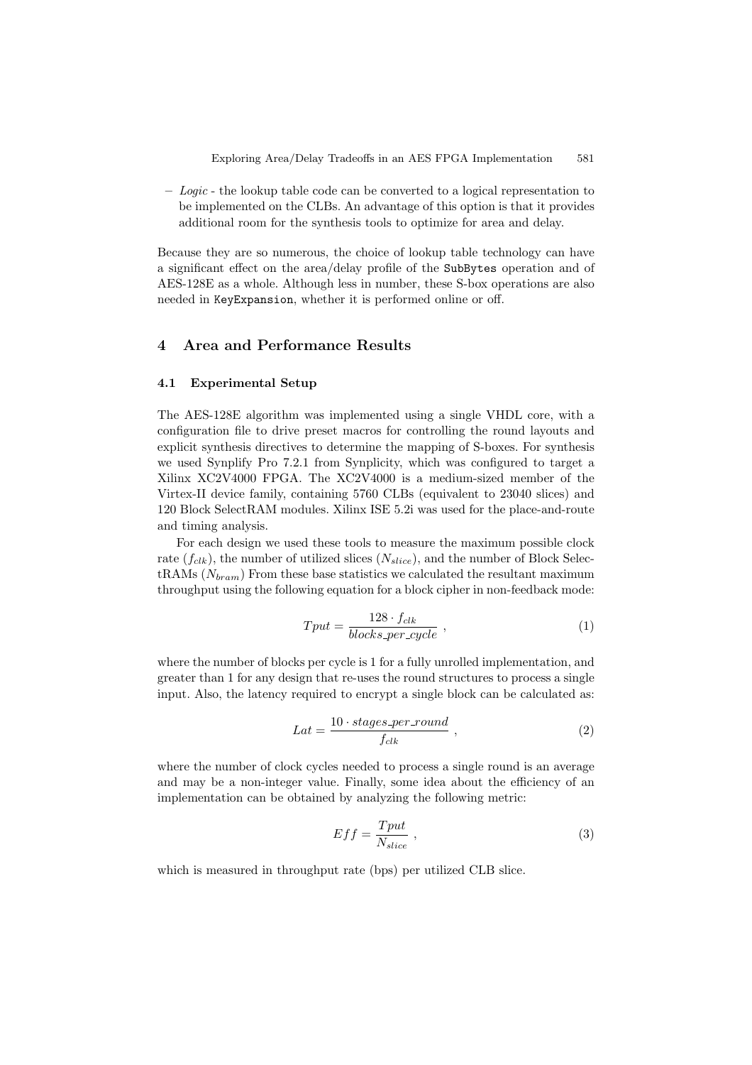- *Logic* - the lookup table code can be converted to a logical representation to be implemented on the CLBs. An advantage of this option is that it provides additional room for the synthesis tools to optimize for area and delay.

Because they are so numerous, the choice of lookup table technology can have a significant effect on the area/delay profile of the `SubBytes` operation and of AES-128E as a whole. Although less in number, these S-box operations are also needed in `KeyExpansion`, whether it is performed online or off.

## 4 Area and Performance Results

### 4.1 Experimental Setup

The AES-128E algorithm was implemented using a single VHDL core, with a configuration file to drive preset macros for controlling the round layouts and explicit synthesis directives to determine the mapping of S-boxes. For synthesis we used Synplify Pro 7.2.1 from Synplicity, which was configured to target a Xilinx XC2V4000 FPGA. The XC2V4000 is a medium-sized member of the Virtex-II device family, containing 5760 CLBs (equivalent to 23040 slices) and 120 Block SelectRAM modules. Xilinx ISE 5.2i was used for the place-and-route and timing analysis.

For each design we used these tools to measure the maximum possible clock rate ($f_{clk}$), the number of utilized slices ($N_{slice}$), and the number of Block SelectRAMs ($N_{bram}$) From these base statistics we calculated the resultant maximum throughput using the following equation for a block cipher in non-feedback mode:

$$Tput = \frac{128 \cdot f_{clk}}{blocks\_per\_cycle} \ , \tag{1}$$

where the number of blocks per cycle is 1 for a fully unrolled implementation, and greater than 1 for any design that re-uses the round structures to process a single input. Also, the latency required to encrypt a single block can be calculated as:

$$Lat = \frac{10 \cdot stages\_per\_round}{f_{clk}} \ , \tag{2}$$

where the number of clock cycles needed to process a single round is an average and may be a non-integer value. Finally, some idea about the efficiency of an implementation can be obtained by analyzing the following metric:

$$Eff = \frac{Tput}{N_{slice}} \ , \tag{3}$$

which is measured in throughput rate (bps) per utilized CLB slice.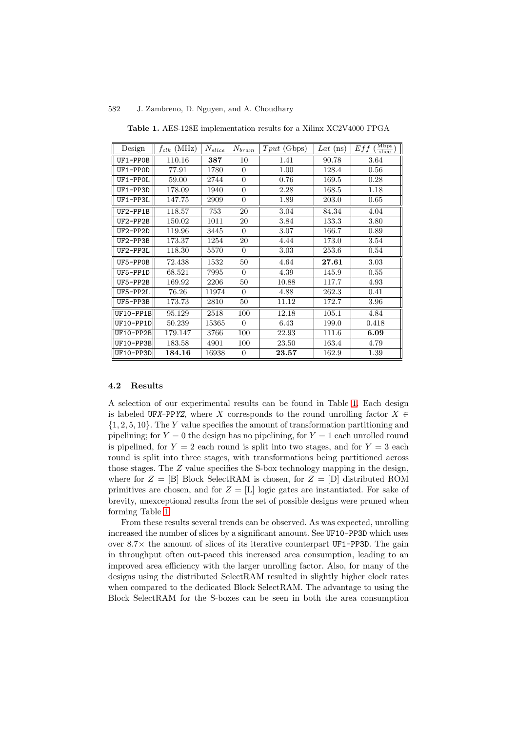**Table 1.** AES-128E implementation results for a Xilinx XC2V4000 FPGA

| Design | $f_{clk}$ (MHz) | $N_{slice}$ | $N_{bram}$ | $Tput$ (Gbps) | $Lat$ (ns) | $Eff$ $\left(\frac{\text{Mbps}}{\text{slice}}\right)$ |
|---|---|---|---|---|---|---|
| UF1-PP0B | 110.16 | **387** | 10 | 1.41 | 90.78 | 3.64 |
| UF1-PP0D | 77.91 | 1780 | 0 | 1.00 | 128.4 | 0.56 |
| UF1-PP0L | 59.00 | 2744 | 0 | 0.76 | 169.5 | 0.28 |
| UF1-PP3D | 178.09 | 1940 | 0 | 2.28 | 168.5 | 1.18 |
| UF1-PP3L | 147.75 | 2909 | 0 | 1.89 | 203.0 | 0.65 |
| UF2-PP1B | 118.57 | 753 | 20 | 3.04 | 84.34 | 4.04 |
| UF2-PP2B | 150.02 | 1011 | 20 | 3.84 | 133.3 | 3.80 |
| UF2-PP2D | 119.96 | 3445 | 0 | 3.07 | 166.7 | 0.89 |
| UF2-PP3B | 173.37 | 1254 | 20 | 4.44 | 173.0 | 3.54 |
| UF2-PP3L | 118.30 | 5570 | 0 | 3.03 | 253.6 | 0.54 |
| UF5-PP0B | 72.438 | 1532 | 50 | 4.64 | **27.61** | 3.03 |
| UF5-PP1D | 68.521 | 7995 | 0 | 4.39 | 145.9 | 0.55 |
| UF5-PP2B | 169.92 | 2206 | 50 | 10.88 | 117.7 | 4.93 |
| UF5-PP2L | 76.26 | 11974 | 0 | 4.88 | 262.3 | 0.41 |
| UF5-PP3B | 173.73 | 2810 | 50 | 11.12 | 172.7 | 3.96 |
| UF10-PP1B | 95.129 | 2518 | 100 | 12.18 | 105.1 | 4.84 |
| UF10-PP1D | 50.239 | 15365 | 0 | 6.43 | 199.0 | 0.418 |
| UF10-PP2B | 179.147 | 3766 | 100 | 22.93 | 111.6 | **6.09** |
| UF10-PP3B | 183.58 | 4901 | 100 | 23.50 | 163.4 | 4.79 |
| UF10-PP3D | **184.16** | 16938 | 0 | **23.57** | 162.9 | 1.39 |

### 4.2 Results

A selection of our experimental results can be found in Table 1. Each design is labeled UF*X*-PP*YZ*, where $X$ corresponds to the round unrolling factor $X \in \{1, 2, 5, 10\}$. The $Y$ value specifies the amount of transformation partitioning and pipelining; for $Y = 0$ the design has no pipelining, for $Y = 1$ each unrolled round is pipelined, for $Y = 2$ each round is split into two stages, and for $Y = 3$ each round is split into three stages, with transformations being partitioned across those stages. The $Z$ value specifies the S-box technology mapping in the design, where for $Z =$ [B] Block SelectRAM is chosen, for $Z =$ [D] distributed ROM primitives are chosen, and for $Z =$ [L] logic gates are instantiated. For sake of brevity, unexceptional results from the set of possible designs were pruned when forming Table 1.

From these results several trends can be observed. As was expected, unrolling increased the number of slices by a significant amount. See UF10-PP3D which uses over 8.7× the amount of slices of its iterative counterpart UF1-PP3D. The gain in throughput often out-paced this increased area consumption, leading to an improved area efficiency with the larger unrolling factor. Also, for many of the designs using the distributed SelectRAM resulted in slightly higher clock rates when compared to the dedicated Block SelectRAM. The advantage to using the Block SelectRAM for the S-boxes can be seen in both the area consumption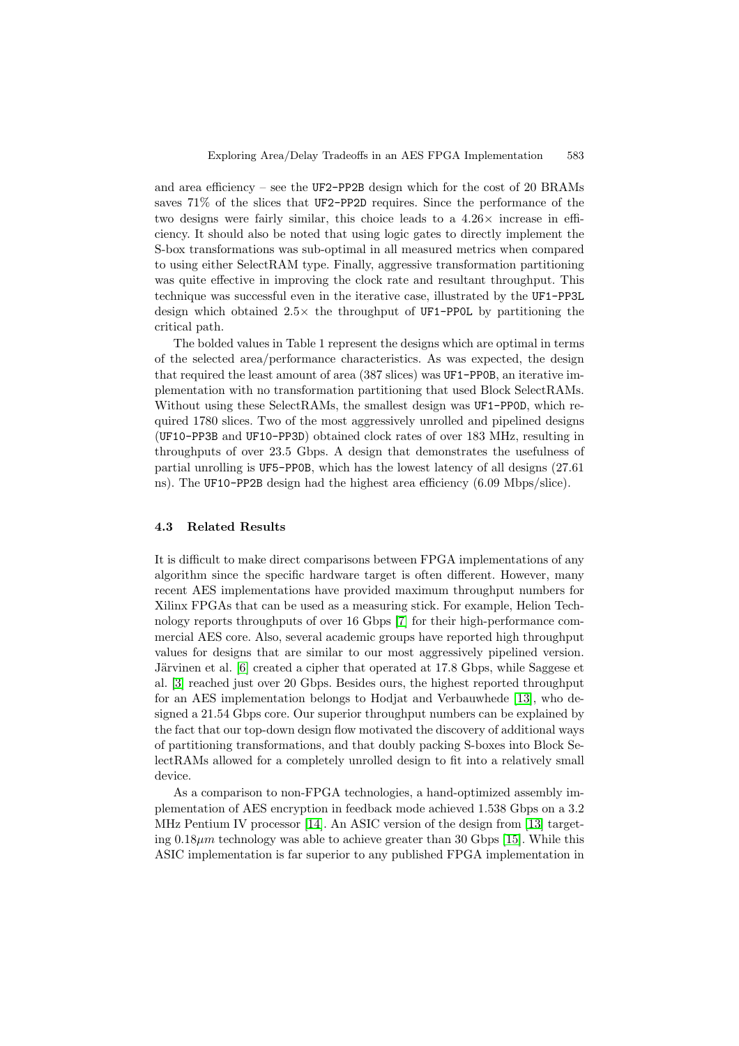and area efficiency – see the UF2-PP2B design which for the cost of 20 BRAMs saves 71% of the slices that UF2-PP2D requires. Since the performance of the two designs were fairly similar, this choice leads to a 4.26× increase in efficiency. It should also be noted that using logic gates to directly implement the S-box transformations was sub-optimal in all measured metrics when compared to using either SelectRAM type. Finally, aggressive transformation partitioning was quite effective in improving the clock rate and resultant throughput. This technique was successful even in the iterative case, illustrated by the UF1-PP3L design which obtained 2.5× the throughput of UF1-PP0L by partitioning the critical path.

The bolded values in Table 1 represent the designs which are optimal in terms of the selected area/performance characteristics. As was expected, the design that required the least amount of area (387 slices) was UF1-PP0B, an iterative implementation with no transformation partitioning that used Block SelectRAMs. Without using these SelectRAMs, the smallest design was UF1-PP0D, which required 1780 slices. Two of the most aggressively unrolled and pipelined designs (UF10-PP3B and UF10-PP3D) obtained clock rates of over 183 MHz, resulting in throughputs of over 23.5 Gbps. A design that demonstrates the usefulness of partial unrolling is UF5-PP0B, which has the lowest latency of all designs (27.61 ns). The UF10-PP2B design had the highest area efficiency (6.09 Mbps/slice).

### 4.3 Related Results

It is difficult to make direct comparisons between FPGA implementations of any algorithm since the specific hardware target is often different. However, many recent AES implementations have provided maximum throughput numbers for Xilinx FPGAs that can be used as a measuring stick. For example, Helion Technology reports throughputs of over 16 Gbps [7] for their high-performance commercial AES core. Also, several academic groups have reported high throughput values for designs that are similar to our most aggressively pipelined version. Järvinen et al. [6] created a cipher that operated at 17.8 Gbps, while Saggese et al. [3] reached just over 20 Gbps. Besides ours, the highest reported throughput for an AES implementation belongs to Hodjat and Verbauwhede [13], who designed a 21.54 Gbps core. Our superior throughput numbers can be explained by the fact that our top-down design flow motivated the discovery of additional ways of partitioning transformations, and that doubly packing S-boxes into Block SelectRAMs allowed for a completely unrolled design to fit into a relatively small device.

As a comparison to non-FPGA technologies, a hand-optimized assembly implementation of AES encryption in feedback mode achieved 1.538 Gbps on a 3.2 MHz Pentium IV processor [14]. An ASIC version of the design from [13] targeting $0.18\mu m$ technology was able to achieve greater than 30 Gbps [15]. While this ASIC implementation is far superior to any published FPGA implementation in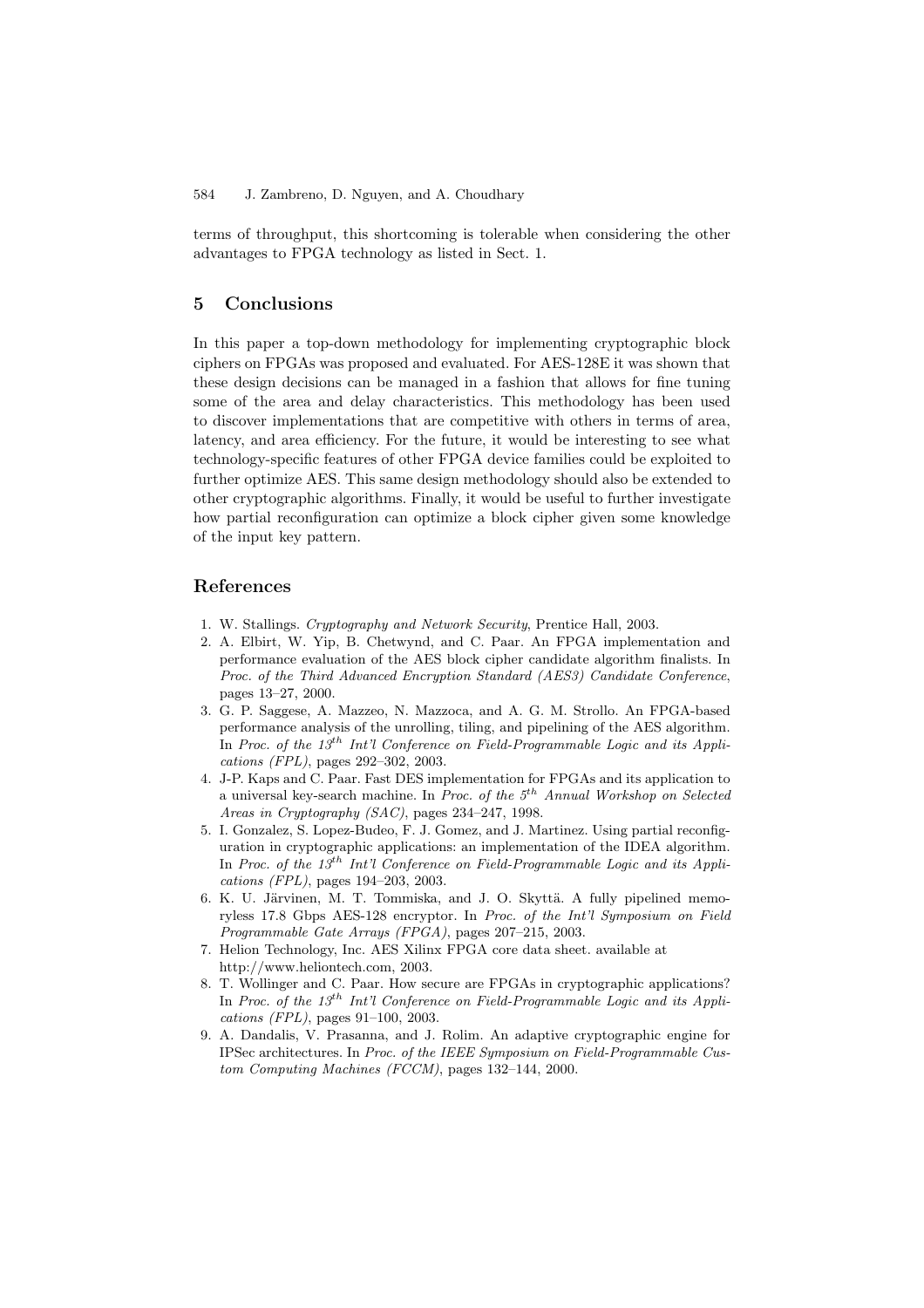terms of throughput, this shortcoming is tolerable when considering the other advantages to FPGA technology as listed in Sect. 1.

## 5 Conclusions

In this paper a top-down methodology for implementing cryptographic block ciphers on FPGAs was proposed and evaluated. For AES-128E it was shown that these design decisions can be managed in a fashion that allows for fine tuning some of the area and delay characteristics. This methodology has been used to discover implementations that are competitive with others in terms of area, latency, and area efficiency. For the future, it would be interesting to see what technology-specific features of other FPGA device families could be exploited to further optimize AES. This same design methodology should also be extended to other cryptographic algorithms. Finally, it would be useful to further investigate how partial reconfiguration can optimize a block cipher given some knowledge of the input key pattern.

## References

1. W. Stallings. *Cryptography and Network Security*, Prentice Hall, 2003.
2. A. Elbirt, W. Yip, B. Chetwynd, and C. Paar. An FPGA implementation and performance evaluation of the AES block cipher candidate algorithm finalists. In *Proc. of the Third Advanced Encryption Standard (AES3) Candidate Conference*, pages 13–27, 2000.
3. G. P. Saggese, A. Mazzeo, N. Mazzoca, and A. G. M. Strollo. An FPGA-based performance analysis of the unrolling, tiling, and pipelining of the AES algorithm. In *Proc. of the 13th Int'l Conference on Field-Programmable Logic and its Applications (FPL)*, pages 292–302, 2003.
4. J-P. Kaps and C. Paar. Fast DES implementation for FPGAs and its application to a universal key-search machine. In *Proc. of the 5th Annual Workshop on Selected Areas in Cryptography (SAC)*, pages 234–247, 1998.
5. I. Gonzalez, S. Lopez-Budeo, F. J. Gomez, and J. Martinez. Using partial reconfiguration in cryptographic applications: an implementation of the IDEA algorithm. In *Proc. of the 13th Int'l Conference on Field-Programmable Logic and its Applications (FPL)*, pages 194–203, 2003.
6. K. U. Järvinen, M. T. Tommiska, and J. O. Skyttä. A fully pipelined memoryless 17.8 Gbps AES-128 encryptor. In *Proc. of the Int'l Symposium on Field Programmable Gate Arrays (FPGA)*, pages 207–215, 2003.
7. Helion Technology, Inc. AES Xilinx FPGA core data sheet. available at http://www.heliontech.com, 2003.
8. T. Wollinger and C. Paar. How secure are FPGAs in cryptographic applications? In *Proc. of the 13th Int'l Conference on Field-Programmable Logic and its Applications (FPL)*, pages 91–100, 2003.
9. A. Dandalis, V. Prasanna, and J. Rolim. An adaptive cryptographic engine for IPSec architectures. In *Proc. of the IEEE Symposium on Field-Programmable Custom Computing Machines (FCCM)*, pages 132–144, 2000.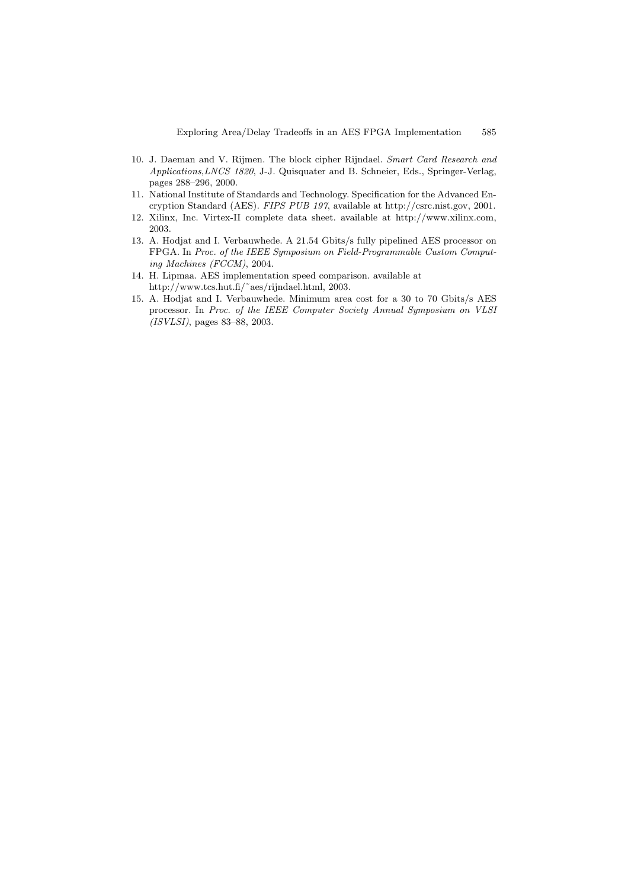10. J. Daeman and V. Rijmen. The block cipher Rijndael. *Smart Card Research and Applications,LNCS 1820*, J-J. Quisquater and B. Schneier, Eds., Springer-Verlag, pages 288–296, 2000.
11. National Institute of Standards and Technology. Specification for the Advanced Encryption Standard (AES). *FIPS PUB 197*, available at http://csrc.nist.gov, 2001.
12. Xilinx, Inc. Virtex-II complete data sheet. available at http://www.xilinx.com, 2003.
13. A. Hodjat and I. Verbauwhede. A 21.54 Gbits/s fully pipelined AES processor on FPGA. In *Proc. of the IEEE Symposium on Field-Programmable Custom Computing Machines (FCCM)*, 2004.
14. H. Lipmaa. AES implementation speed comparison. available at http://www.tcs.hut.fi/~aes/rijndael.html, 2003.
15. A. Hodjat and I. Verbauwhede. Minimum area cost for a 30 to 70 Gbits/s AES processor. In *Proc. of the IEEE Computer Society Annual Symposium on VLSI (ISVLSI)*, pages 83–88, 2003.